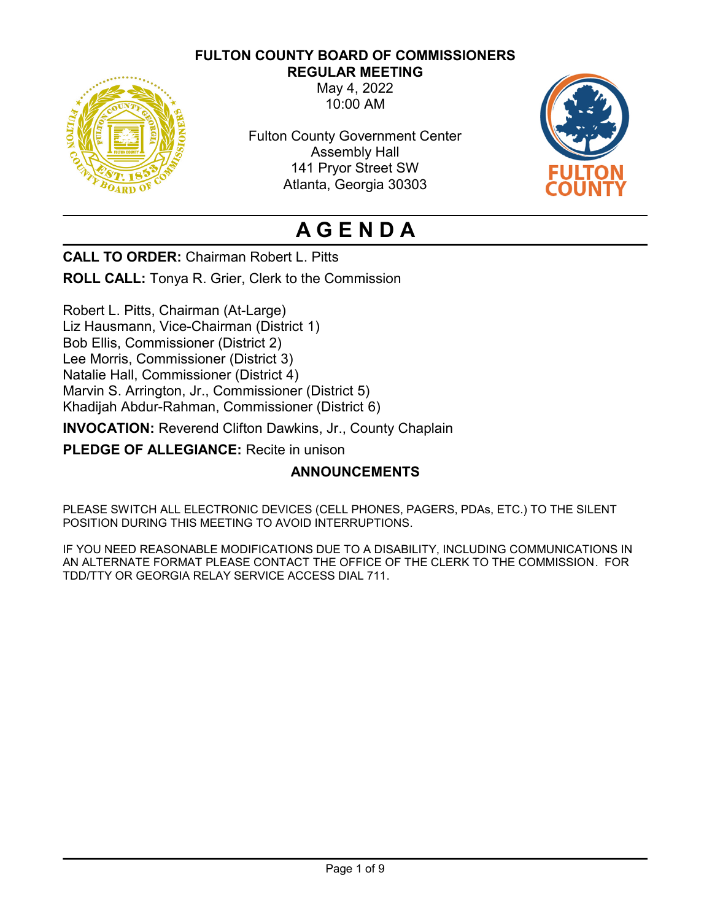**FULTON COUNTY BOARD OF COMMISSIONERS**
**REGULAR MEETING**
May 4, 2022
10:00 AM

Fulton County Government Center
Assembly Hall
141 Pryor Street SW
Atlanta, Georgia 30303

# A G E N D A

**CALL TO ORDER:** Chairman Robert L. Pitts

**ROLL CALL:** Tonya R. Grier, Clerk to the Commission

Robert L. Pitts, Chairman (At-Large)
Liz Hausmann, Vice-Chairman (District 1)
Bob Ellis, Commissioner (District 2)
Lee Morris, Commissioner (District 3)
Natalie Hall, Commissioner (District 4)
Marvin S. Arrington, Jr., Commissioner (District 5)
Khadijah Abdur-Rahman, Commissioner (District 6)

**INVOCATION:** Reverend Clifton Dawkins, Jr., County Chaplain

**PLEDGE OF ALLEGIANCE:** Recite in unison

## ANNOUNCEMENTS

PLEASE SWITCH ALL ELECTRONIC DEVICES (CELL PHONES, PAGERS, PDAs, ETC.) TO THE SILENT POSITION DURING THIS MEETING TO AVOID INTERRUPTIONS.

IF YOU NEED REASONABLE MODIFICATIONS DUE TO A DISABILITY, INCLUDING COMMUNICATIONS IN AN ALTERNATE FORMAT PLEASE CONTACT THE OFFICE OF THE CLERK TO THE COMMISSION. FOR TDD/TTY OR GEORGIA RELAY SERVICE ACCESS DIAL 711.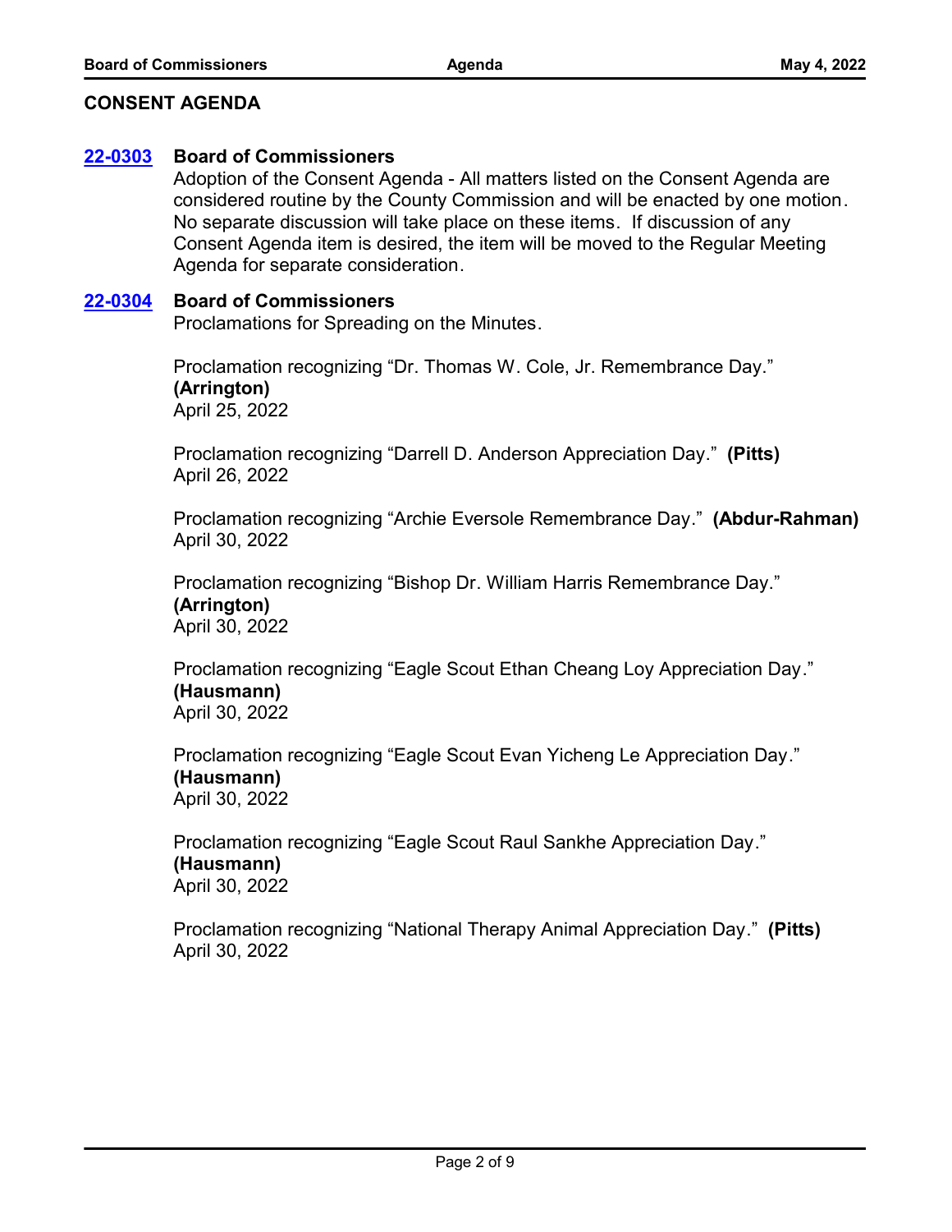## CONSENT AGENDA

**22-0303** **Board of Commissioners**

Adoption of the Consent Agenda - All matters listed on the Consent Agenda are considered routine by the County Commission and will be enacted by one motion. No separate discussion will take place on these items. If discussion of any Consent Agenda item is desired, the item will be moved to the Regular Meeting Agenda for separate consideration.

**22-0304** **Board of Commissioners**

Proclamations for Spreading on the Minutes.

Proclamation recognizing “Dr. Thomas W. Cole, Jr. Remembrance Day.” **(Arrington)**
April 25, 2022

Proclamation recognizing “Darrell D. Anderson Appreciation Day.” **(Pitts)**
April 26, 2022

Proclamation recognizing “Archie Eversole Remembrance Day.” **(Abdur-Rahman)**
April 30, 2022

Proclamation recognizing “Bishop Dr. William Harris Remembrance Day.” **(Arrington)**
April 30, 2022

Proclamation recognizing “Eagle Scout Ethan Cheang Loy Appreciation Day.” **(Hausmann)**
April 30, 2022

Proclamation recognizing “Eagle Scout Evan Yicheng Le Appreciation Day.” **(Hausmann)**
April 30, 2022

Proclamation recognizing “Eagle Scout Raul Sankhe Appreciation Day.” **(Hausmann)**
April 30, 2022

Proclamation recognizing “National Therapy Animal Appreciation Day.” **(Pitts)**
April 30, 2022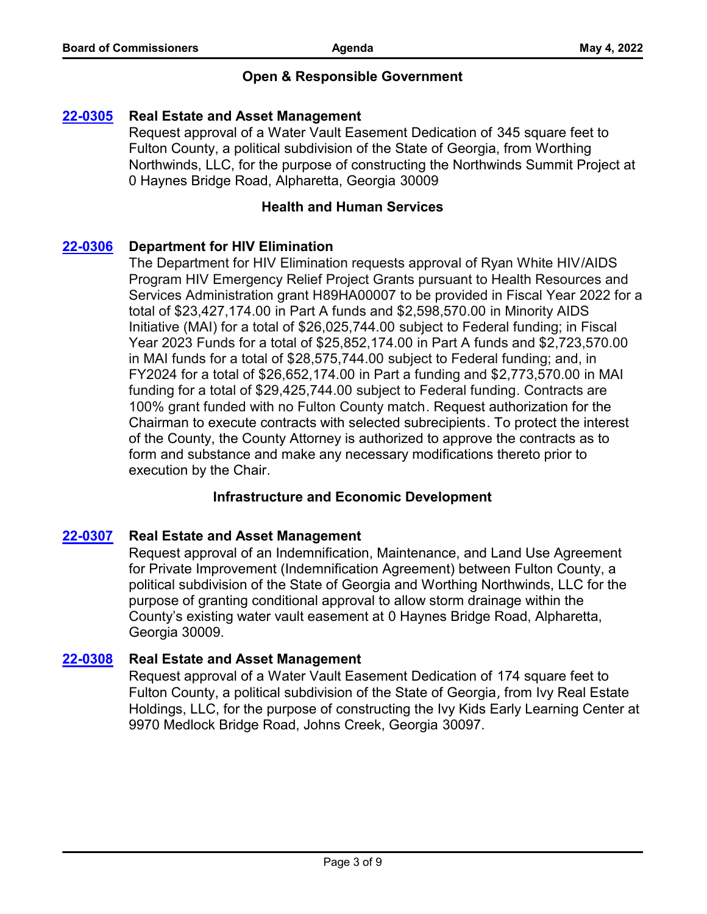## Open & Responsible Government

**[22-0305](22-0305) Real Estate and Asset Management**

Request approval of a Water Vault Easement Dedication of 345 square feet to Fulton County, a political subdivision of the State of Georgia, from Worthing Northwinds, LLC, for the purpose of constructing the Northwinds Summit Project at 0 Haynes Bridge Road, Alpharetta, Georgia 30009

## Health and Human Services

**[22-0306](22-0306) Department for HIV Elimination**

The Department for HIV Elimination requests approval of Ryan White HIV/AIDS Program HIV Emergency Relief Project Grants pursuant to Health Resources and Services Administration grant H89HA00007 to be provided in Fiscal Year 2022 for a total of $23,427,174.00 in Part A funds and $2,598,570.00 in Minority AIDS Initiative (MAI) for a total of $26,025,744.00 subject to Federal funding; in Fiscal Year 2023 Funds for a total of $25,852,174.00 in Part A funds and $2,723,570.00 in MAI funds for a total of $28,575,744.00 subject to Federal funding; and, in FY2024 for a total of $26,652,174.00 in Part a funding and $2,773,570.00 in MAI funding for a total of $29,425,744.00 subject to Federal funding. Contracts are 100% grant funded with no Fulton County match. Request authorization for the Chairman to execute contracts with selected subrecipients. To protect the interest of the County, the County Attorney is authorized to approve the contracts as to form and substance and make any necessary modifications thereto prior to execution by the Chair.

## Infrastructure and Economic Development

**[22-0307](22-0307) Real Estate and Asset Management**

Request approval of an Indemnification, Maintenance, and Land Use Agreement for Private Improvement (Indemnification Agreement) between Fulton County, a political subdivision of the State of Georgia and Worthing Northwinds, LLC for the purpose of granting conditional approval to allow storm drainage within the County's existing water vault easement at 0 Haynes Bridge Road, Alpharetta, Georgia 30009.

**[22-0308](22-0308) Real Estate and Asset Management**

Request approval of a Water Vault Easement Dedication of 174 square feet to Fulton County, a political subdivision of the State of Georgia, from Ivy Real Estate Holdings, LLC, for the purpose of constructing the Ivy Kids Early Learning Center at 9970 Medlock Bridge Road, Johns Creek, Georgia 30097.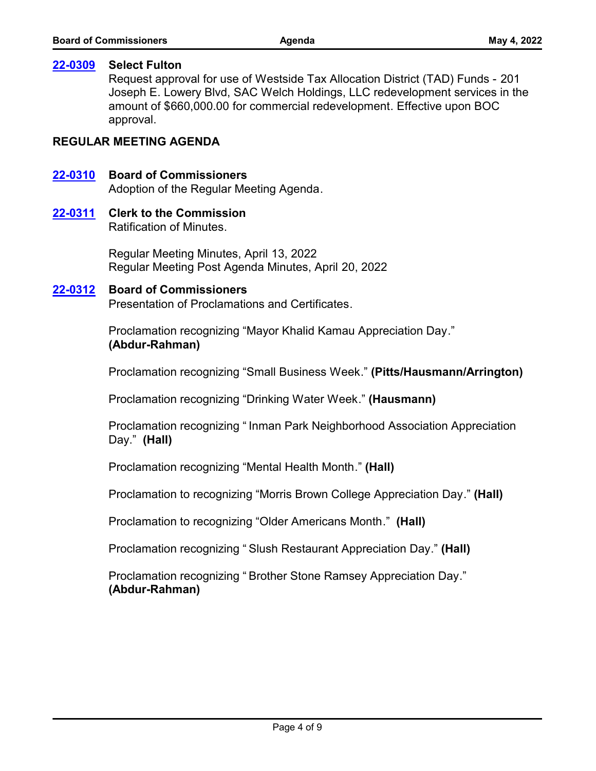**22-0309** **Select Fulton**

Request approval for use of Westside Tax Allocation District (TAD) Funds - 201 Joseph E. Lowery Blvd, SAC Welch Holdings, LLC redevelopment services in the amount of $660,000.00 for commercial redevelopment. Effective upon BOC approval.

## REGULAR MEETING AGENDA

**22-0310** **Board of Commissioners**

Adoption of the Regular Meeting Agenda.

**22-0311** **Clerk to the Commission**

Ratification of Minutes.

Regular Meeting Minutes, April 13, 2022
Regular Meeting Post Agenda Minutes, April 20, 2022

**22-0312** **Board of Commissioners**

Presentation of Proclamations and Certificates.

Proclamation recognizing "Mayor Khalid Kamau Appreciation Day." **(Abdur-Rahman)**

Proclamation recognizing "Small Business Week." **(Pitts/Hausmann/Arrington)**

Proclamation recognizing "Drinking Water Week." **(Hausmann)**

Proclamation recognizing " Inman Park Neighborhood Association Appreciation Day." **(Hall)**

Proclamation recognizing "Mental Health Month." **(Hall)**

Proclamation to recognizing "Morris Brown College Appreciation Day." **(Hall)**

Proclamation to recognizing "Older Americans Month." **(Hall)**

Proclamation recognizing " Slush Restaurant Appreciation Day." **(Hall)**

Proclamation recognizing " Brother Stone Ramsey Appreciation Day." **(Abdur-Rahman)**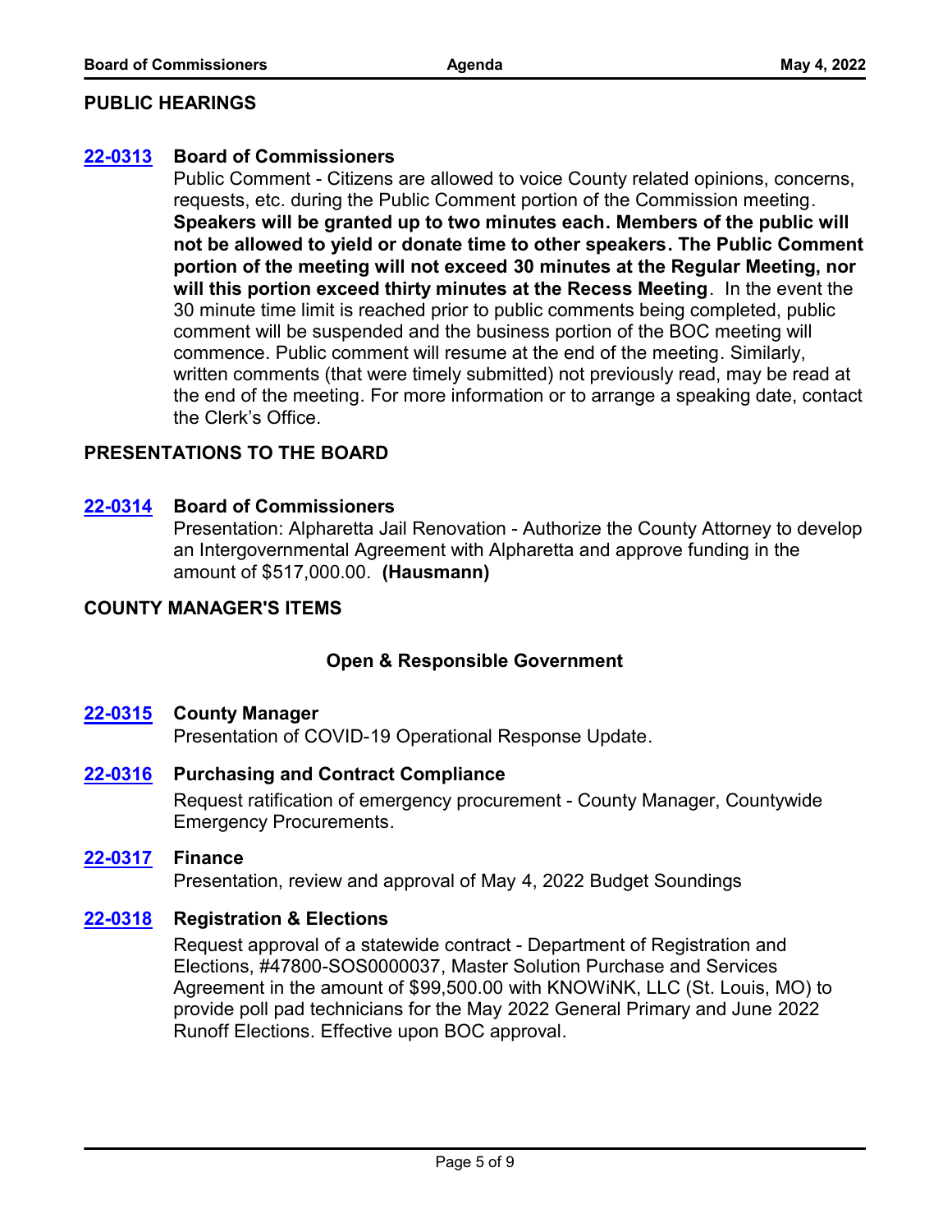## PUBLIC HEARINGS

**22-0313** **Board of Commissioners**

Public Comment - Citizens are allowed to voice County related opinions, concerns, requests, etc. during the Public Comment portion of the Commission meeting. **Speakers will be granted up to two minutes each. Members of the public will not be allowed to yield or donate time to other speakers. The Public Comment portion of the meeting will not exceed 30 minutes at the Regular Meeting, nor will this portion exceed thirty minutes at the Recess Meeting**. In the event the 30 minute time limit is reached prior to public comments being completed, public comment will be suspended and the business portion of the BOC meeting will commence. Public comment will resume at the end of the meeting. Similarly, written comments (that were timely submitted) not previously read, may be read at the end of the meeting. For more information or to arrange a speaking date, contact the Clerk's Office.

## PRESENTATIONS TO THE BOARD

**22-0314** **Board of Commissioners**

Presentation: Alpharetta Jail Renovation - Authorize the County Attorney to develop an Intergovernmental Agreement with Alpharetta and approve funding in the amount of $517,000.00. **(Hausmann)**

## COUNTY MANAGER'S ITEMS

### Open & Responsible Government

**22-0315** **County Manager**

Presentation of COVID-19 Operational Response Update.

**22-0316** **Purchasing and Contract Compliance**

Request ratification of emergency procurement - County Manager, Countywide Emergency Procurements.

**22-0317** **Finance**

Presentation, review and approval of May 4, 2022 Budget Soundings

**22-0318** **Registration & Elections**

Request approval of a statewide contract - Department of Registration and Elections, #47800-SOS0000037, Master Solution Purchase and Services Agreement in the amount of $99,500.00 with KNOWiNK, LLC (St. Louis, MO) to provide poll pad technicians for the May 2022 General Primary and June 2022 Runoff Elections. Effective upon BOC approval.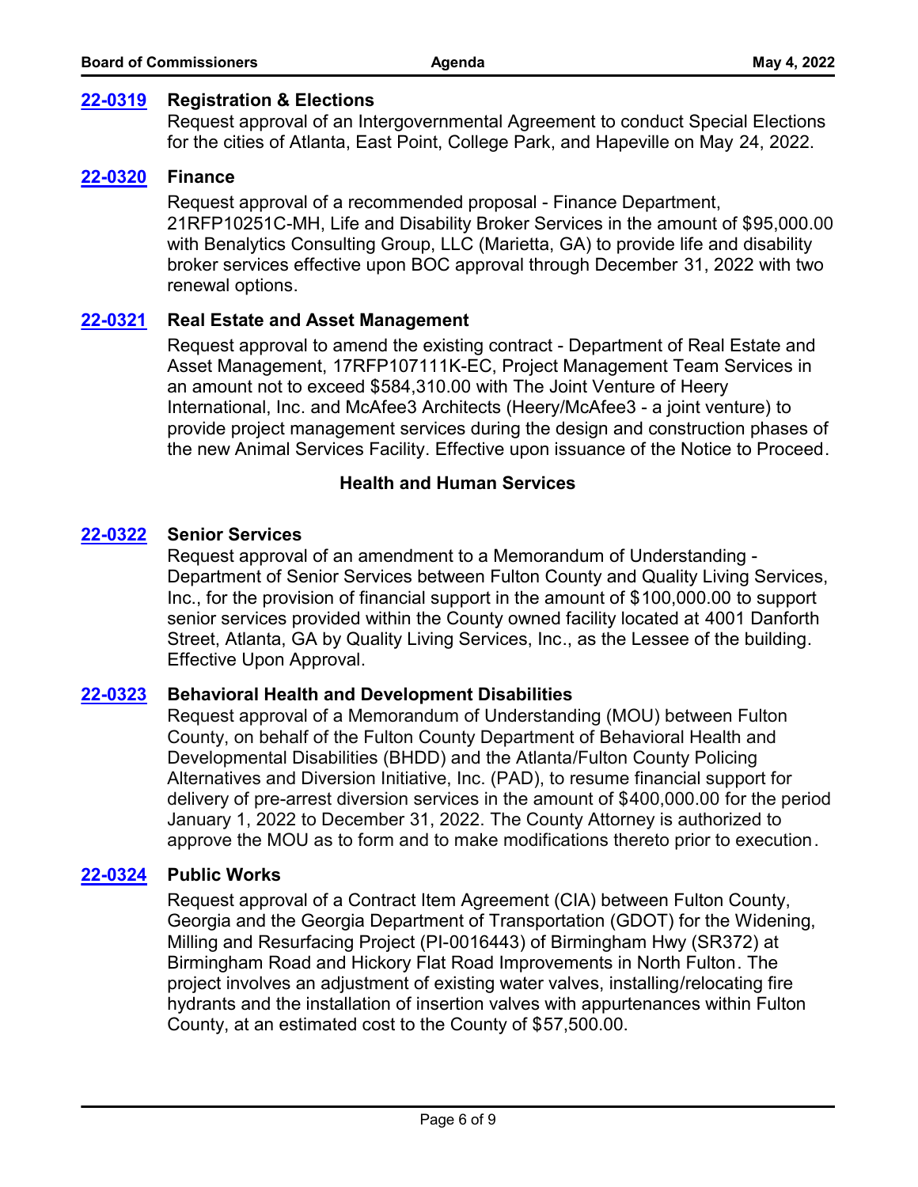**[22-0319](#) Registration & Elections**

Request approval of an Intergovernmental Agreement to conduct Special Elections for the cities of Atlanta, East Point, College Park, and Hapeville on May 24, 2022.

**[22-0320](#) Finance**

Request approval of a recommended proposal - Finance Department, 21RFP10251C-MH, Life and Disability Broker Services in the amount of $95,000.00 with Benalytics Consulting Group, LLC (Marietta, GA) to provide life and disability broker services effective upon BOC approval through December 31, 2022 with two renewal options.

**[22-0321](#) Real Estate and Asset Management**

Request approval to amend the existing contract - Department of Real Estate and Asset Management, 17RFP107111K-EC, Project Management Team Services in an amount not to exceed $584,310.00 with The Joint Venture of Heery International, Inc. and McAfee3 Architects (Heery/McAfee3 - a joint venture) to provide project management services during the design and construction phases of the new Animal Services Facility. Effective upon issuance of the Notice to Proceed.

## Health and Human Services

**[22-0322](#) Senior Services**

Request approval of an amendment to a Memorandum of Understanding - Department of Senior Services between Fulton County and Quality Living Services, Inc., for the provision of financial support in the amount of $100,000.00 to support senior services provided within the County owned facility located at 4001 Danforth Street, Atlanta, GA by Quality Living Services, Inc., as the Lessee of the building. Effective Upon Approval.

**[22-0323](#) Behavioral Health and Development Disabilities**

Request approval of a Memorandum of Understanding (MOU) between Fulton County, on behalf of the Fulton County Department of Behavioral Health and Developmental Disabilities (BHDD) and the Atlanta/Fulton County Policing Alternatives and Diversion Initiative, Inc. (PAD), to resume financial support for delivery of pre-arrest diversion services in the amount of $400,000.00 for the period January 1, 2022 to December 31, 2022. The County Attorney is authorized to approve the MOU as to form and to make modifications thereto prior to execution.

**[22-0324](#) Public Works**

Request approval of a Contract Item Agreement (CIA) between Fulton County, Georgia and the Georgia Department of Transportation (GDOT) for the Widening, Milling and Resurfacing Project (PI-0016443) of Birmingham Hwy (SR372) at Birmingham Road and Hickory Flat Road Improvements in North Fulton. The project involves an adjustment of existing water valves, installing/relocating fire hydrants and the installation of insertion valves with appurtenances within Fulton County, at an estimated cost to the County of $57,500.00.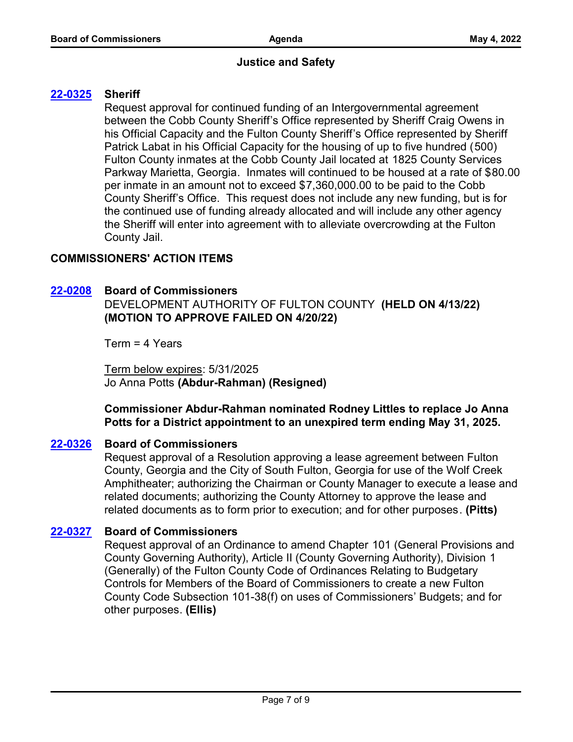### Justice and Safety

**22-0325** **Sheriff**

Request approval for continued funding of an Intergovernmental agreement between the Cobb County Sheriff's Office represented by Sheriff Craig Owens in his Official Capacity and the Fulton County Sheriff's Office represented by Sheriff Patrick Labat in his Official Capacity for the housing of up to five hundred (500) Fulton County inmates at the Cobb County Jail located at 1825 County Services Parkway Marietta, Georgia. Inmates will continued to be housed at a rate of $80.00 per inmate in an amount not to exceed $7,360,000.00 to be paid to the Cobb County Sheriff's Office. This request does not include any new funding, but is for the continued use of funding already allocated and will include any other agency the Sheriff will enter into agreement with to alleviate overcrowding at the Fulton County Jail.

## COMMISSIONERS' ACTION ITEMS

**22-0208** **Board of Commissioners**

DEVELOPMENT AUTHORITY OF FULTON COUNTY **(HELD ON 4/13/22) (MOTION TO APPROVE FAILED ON 4/20/22)**

Term = 4 Years

Term below expires: 5/31/2025
Jo Anna Potts **(Abdur-Rahman) (Resigned)**

**Commissioner Abdur-Rahman nominated Rodney Littles to replace Jo Anna Potts for a District appointment to an unexpired term ending May 31, 2025.**

**22-0326** **Board of Commissioners**

Request approval of a Resolution approving a lease agreement between Fulton County, Georgia and the City of South Fulton, Georgia for use of the Wolf Creek Amphitheater; authorizing the Chairman or County Manager to execute a lease and related documents; authorizing the County Attorney to approve the lease and related documents as to form prior to execution; and for other purposes. **(Pitts)**

**22-0327** **Board of Commissioners**

Request approval of an Ordinance to amend Chapter 101 (General Provisions and County Governing Authority), Article II (County Governing Authority), Division 1 (Generally) of the Fulton County Code of Ordinances Relating to Budgetary Controls for Members of the Board of Commissioners to create a new Fulton County Code Subsection 101-38(f) on uses of Commissioners' Budgets; and for other purposes. **(Ellis)**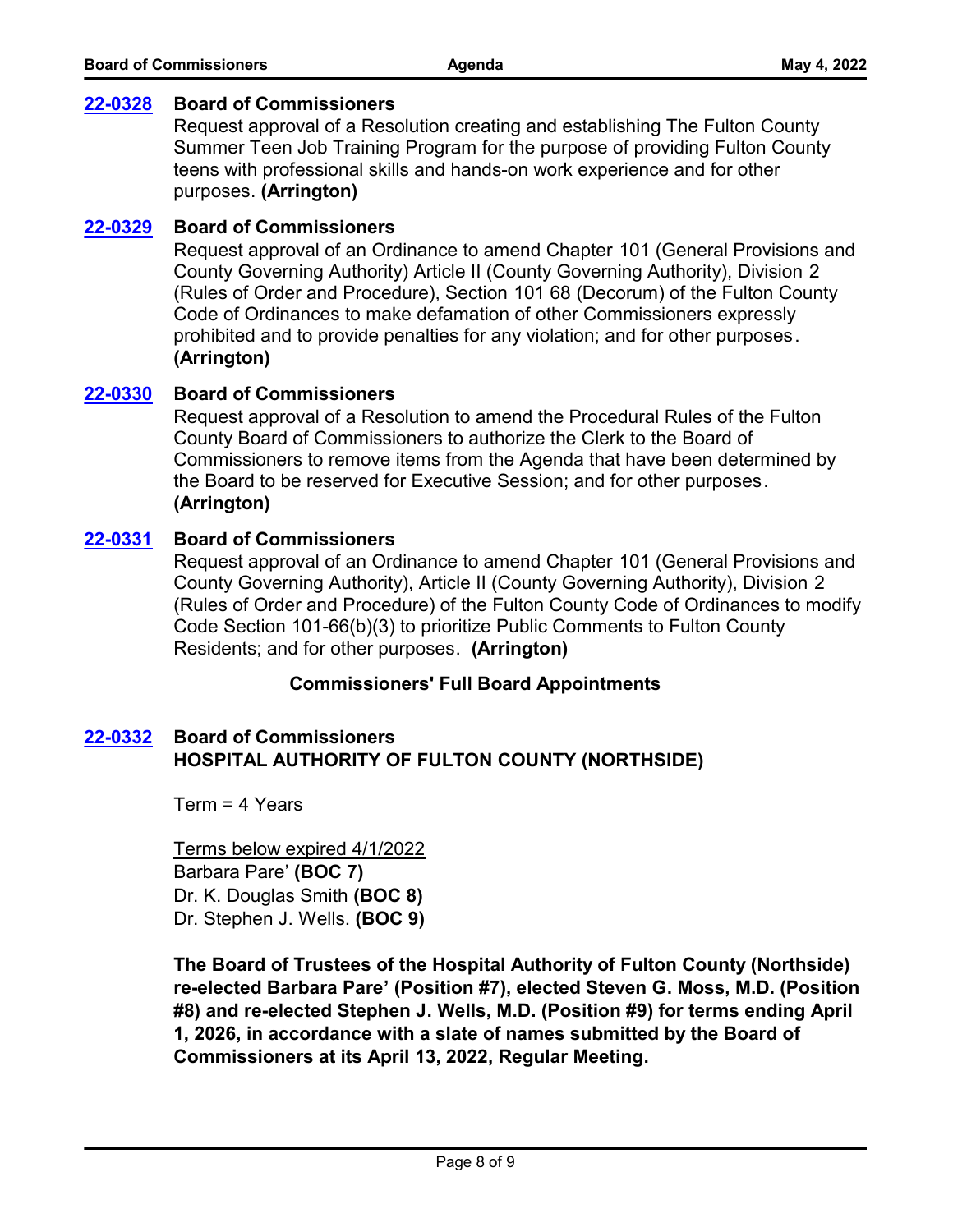**22-0328** **Board of Commissioners**
Request approval of a Resolution creating and establishing The Fulton County Summer Teen Job Training Program for the purpose of providing Fulton County teens with professional skills and hands-on work experience and for other purposes. **(Arrington)**

**22-0329** **Board of Commissioners**
Request approval of an Ordinance to amend Chapter 101 (General Provisions and County Governing Authority) Article II (County Governing Authority), Division 2 (Rules of Order and Procedure), Section 101 68 (Decorum) of the Fulton County Code of Ordinances to make defamation of other Commissioners expressly prohibited and to provide penalties for any violation; and for other purposes. **(Arrington)**

**22-0330** **Board of Commissioners**
Request approval of a Resolution to amend the Procedural Rules of the Fulton County Board of Commissioners to authorize the Clerk to the Board of Commissioners to remove items from the Agenda that have been determined by the Board to be reserved for Executive Session; and for other purposes. **(Arrington)**

**22-0331** **Board of Commissioners**
Request approval of an Ordinance to amend Chapter 101 (General Provisions and County Governing Authority), Article II (County Governing Authority), Division 2 (Rules of Order and Procedure) of the Fulton County Code of Ordinances to modify Code Section 101-66(b)(3) to prioritize Public Comments to Fulton County Residents; and for other purposes. **(Arrington)**

## Commissioners' Full Board Appointments

**22-0332** **Board of Commissioners**
**HOSPITAL AUTHORITY OF FULTON COUNTY (NORTHSIDE)**

Term = 4 Years

Terms below expired 4/1/2022
Barbara Pare' **(BOC 7)**
Dr. K. Douglas Smith **(BOC 8)**
Dr. Stephen J. Wells. **(BOC 9)**

**The Board of Trustees of the Hospital Authority of Fulton County (Northside) re-elected Barbara Pare' (Position #7), elected Steven G. Moss, M.D. (Position #8) and re-elected Stephen J. Wells, M.D. (Position #9) for terms ending April 1, 2026, in accordance with a slate of names submitted by the Board of Commissioners at its April 13, 2022, Regular Meeting.**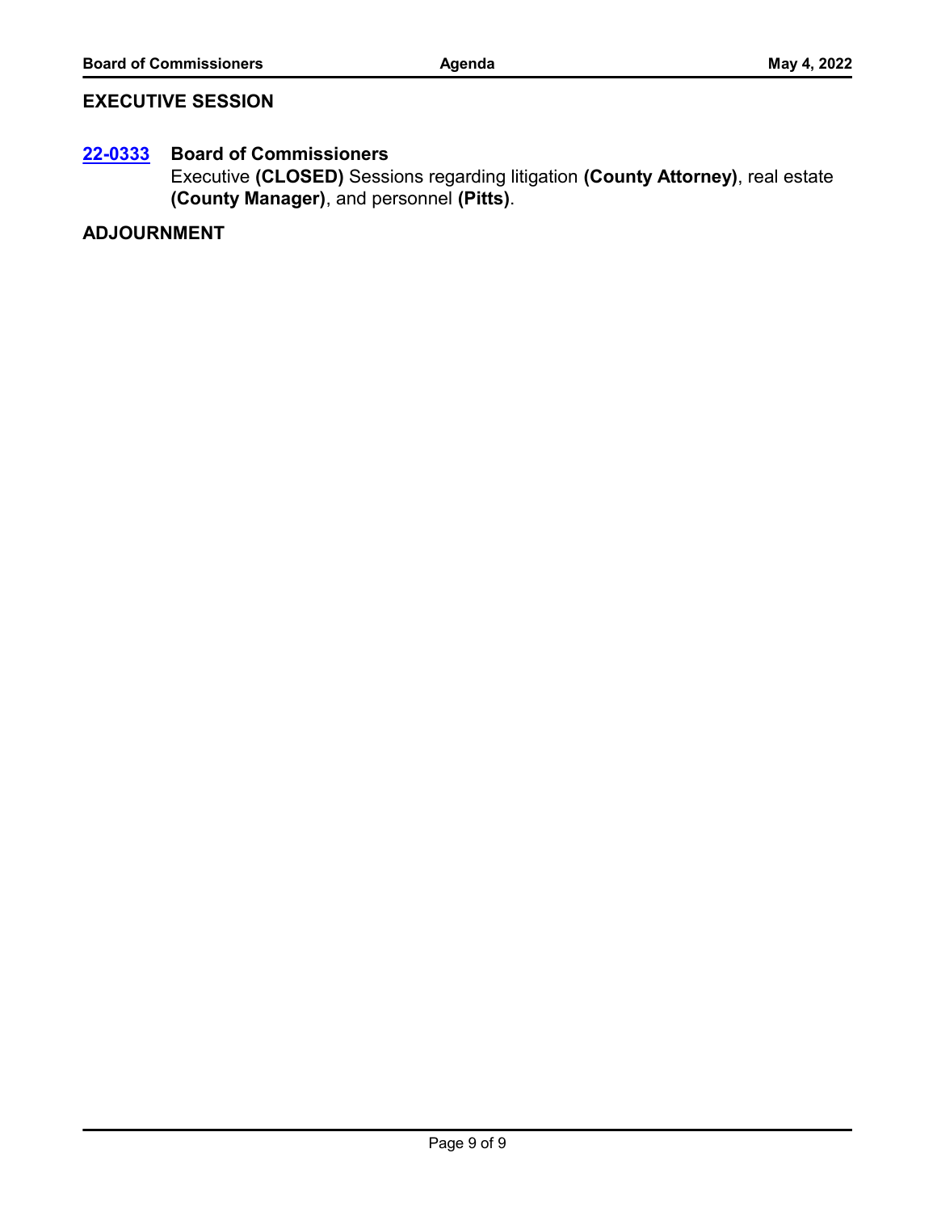## EXECUTIVE SESSION

**22-0333** **Board of Commissioners**

Executive **(CLOSED)** Sessions regarding litigation **(County Attorney)**, real estate **(County Manager)**, and personnel **(Pitts)**.

## ADJOURNMENT